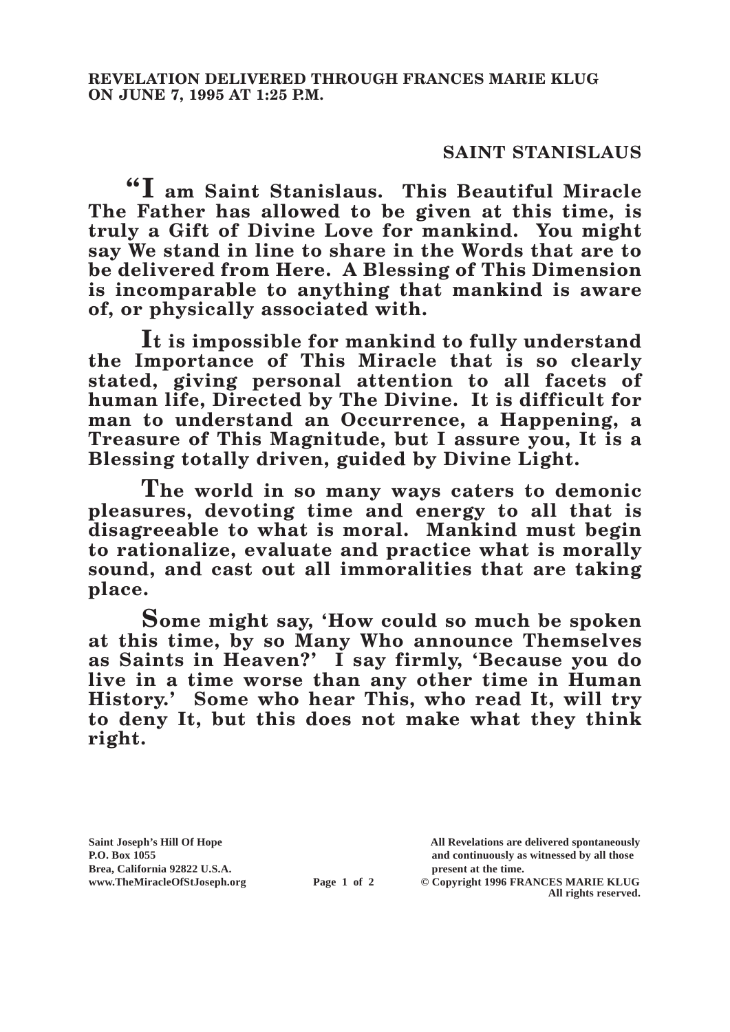**REVELATION DELIVERED THROUGH FRANCES MARIE KLUG ON JUNE 7, 1995 AT 1:25 P.M.**

## SAINT STANISLAUS

**"I am Saint Stanislaus. This Beautiful Miracle The Father has allowed to be given at this time, is truly a Gift of Divine Love for mankind. You might say We stand in line to share in the Words that are to be delivered from Here. A Blessing of This Dimension is incomparable to anything that mankind is aware of, or physically associated with.**

**It is impossible for mankind to fully understand the Importance of This Miracle that is so clearly stated, giving personal attention to all facets of human life, Directed by The Divine. It is difficult for man to understand an Occurrence, a Happening, a Treasure of This Magnitude, but I assure you, It is a Blessing totally driven, guided by Divine Light.**

**The world in so many ways caters to demonic pleasures, devoting time and energy to all that is disagreeable to what is moral. Mankind must begin to rationalize, evaluate and practice what is morally sound, and cast out all immoralities that are taking place.**

**Some might say, 'How could so much be spoken at this time, by so Many Who announce Themselves as Saints in Heaven?' I say firmly, 'Because you do live in a time worse than any other time in Human History.' Some who hear This, who read It, will try to deny It, but this does not make what they think right.**

**Saint Joseph's Hill Of Hope**
**P.O. Box 1055**
**Brea, California 92822 U.S.A.**
**www.TheMiracleOfStJoseph.org**

**All Revelations are delivered spontaneously and continuously as witnessed by all those present at the time.**
**© Copyright 1996 FRANCES MARIE KLUG**
**All rights reserved.**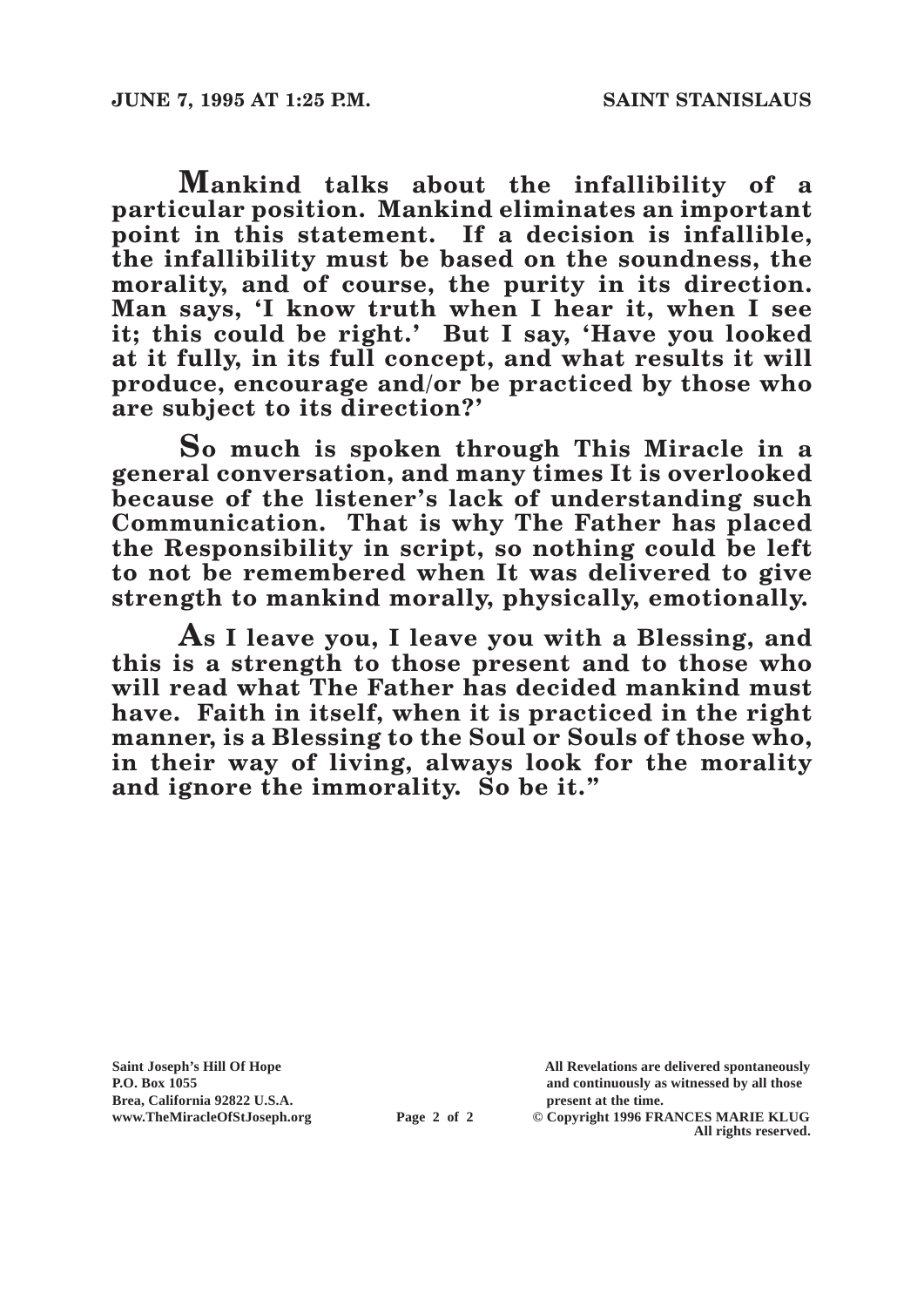**Mankind talks about the infallibility of a particular position. Mankind eliminates an important point in this statement. If a decision is infallible, the infallibility must be based on the soundness, the morality, and of course, the purity in its direction. Man says, 'I know truth when I hear it, when I see it; this could be right.' But I say, 'Have you looked at it fully, in its full concept, and what results it will produce, encourage and/or be practiced by those who are subject to its direction?'**

**So much is spoken through This Miracle in a general conversation, and many times It is overlooked because of the listener's lack of understanding such Communication. That is why The Father has placed the Responsibility in script, so nothing could be left to not be remembered when It was delivered to give strength to mankind morally, physically, emotionally.**

**As I leave you, I leave you with a Blessing, and this is a strength to those present and to those who will read what The Father has decided mankind must have. Faith in itself, when it is practiced in the right manner, is a Blessing to the Soul or Souls of those who, in their way of living, always look for the morality and ignore the immorality. So be it."**

**Saint Joseph's Hill Of Hope**
**P.O. Box 1055**
**Brea, California 92822 U.S.A.**
**www.TheMiracleOfStJoseph.org**

**All Revelations are delivered spontaneously and continuously as witnessed by all those present at the time.**
**© Copyright 1996 FRANCES MARIE KLUG**
**All rights reserved.**